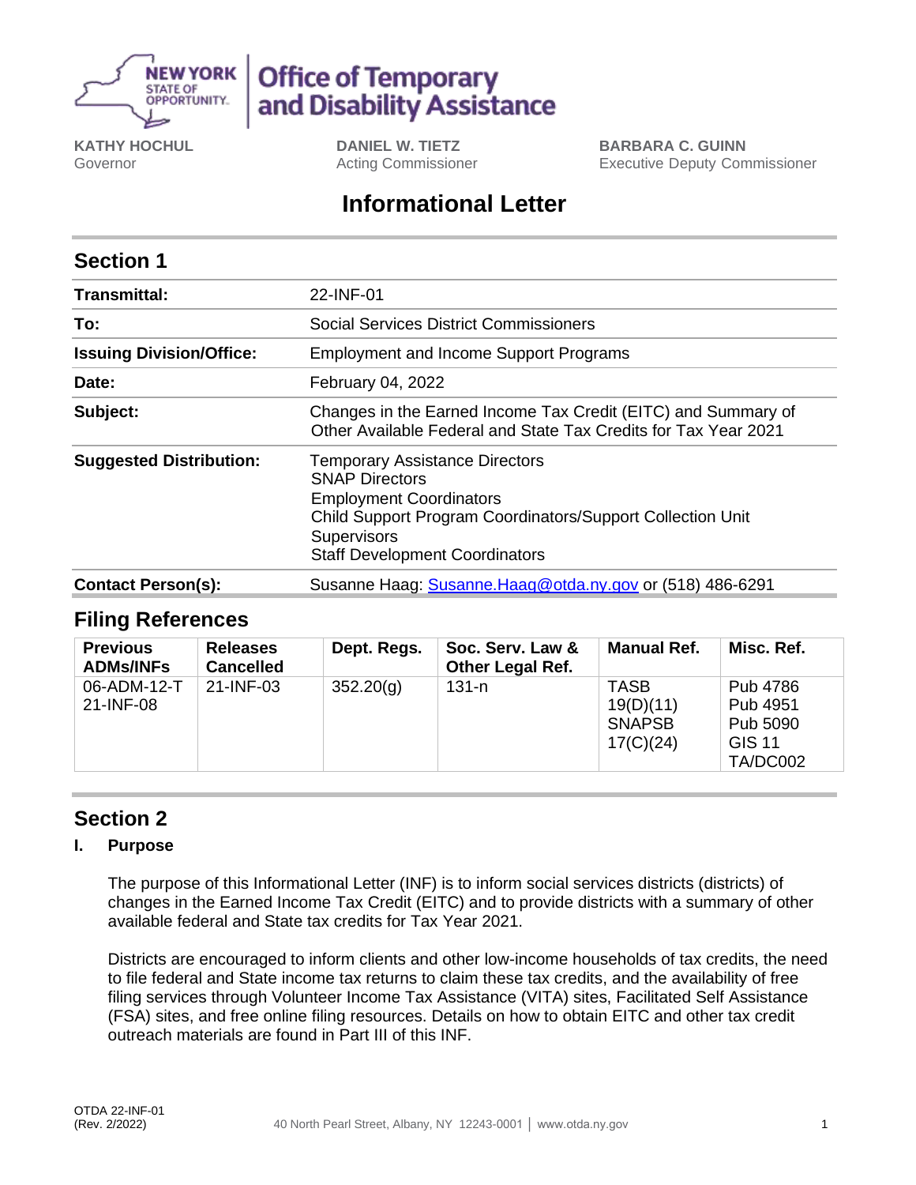**NEW YORK STATE OF OPPORTUNITY** | **Office of Temporary and Disability Assistance**

**KATHY HOCHUL**
Governor

**DANIEL W. TIETZ**
Acting Commissioner

**BARBARA C. GUINN**
Executive Deputy Commissioner

# Informational Letter

## Section 1

| | |
|---|---|
| **Transmittal:** | 22-INF-01 |
| **To:** | Social Services District Commissioners |
| **Issuing Division/Office:** | Employment and Income Support Programs |
| **Date:** | February 04, 2022 |
| **Subject:** | Changes in the Earned Income Tax Credit (EITC) and Summary of Other Available Federal and State Tax Credits for Tax Year 2021 |
| **Suggested Distribution:** | Temporary Assistance Directors<br>SNAP Directors<br>Employment Coordinators<br>Child Support Program Coordinators/Support Collection Unit Supervisors<br>Staff Development Coordinators |
| **Contact Person(s):** | Susanne Haag: Susanne.Haag@otda.ny.gov or (518) 486-6291 |

## Filing References

| Previous ADMs/INFs | Releases Cancelled | Dept. Regs. | Soc. Serv. Law & Other Legal Ref. | Manual Ref. | Misc. Ref. |
|---|---|---|---|---|---|
| 06-ADM-12-T<br>21-INF-08 | 21-INF-03 | 352.20(g) | 131-n | TASB 19(D)(11)<br>SNAPSB 17(C)(24) | Pub 4786<br>Pub 4951<br>Pub 5090<br>GIS 11 TA/DC002 |

## Section 2

### I. Purpose

The purpose of this Informational Letter (INF) is to inform social services districts (districts) of changes in the Earned Income Tax Credit (EITC) and to provide districts with a summary of other available federal and State tax credits for Tax Year 2021.

Districts are encouraged to inform clients and other low-income households of tax credits, the need to file federal and State income tax returns to claim these tax credits, and the availability of free filing services through Volunteer Income Tax Assistance (VITA) sites, Facilitated Self Assistance (FSA) sites, and free online filing resources. Details on how to obtain EITC and other tax credit outreach materials are found in Part III of this INF.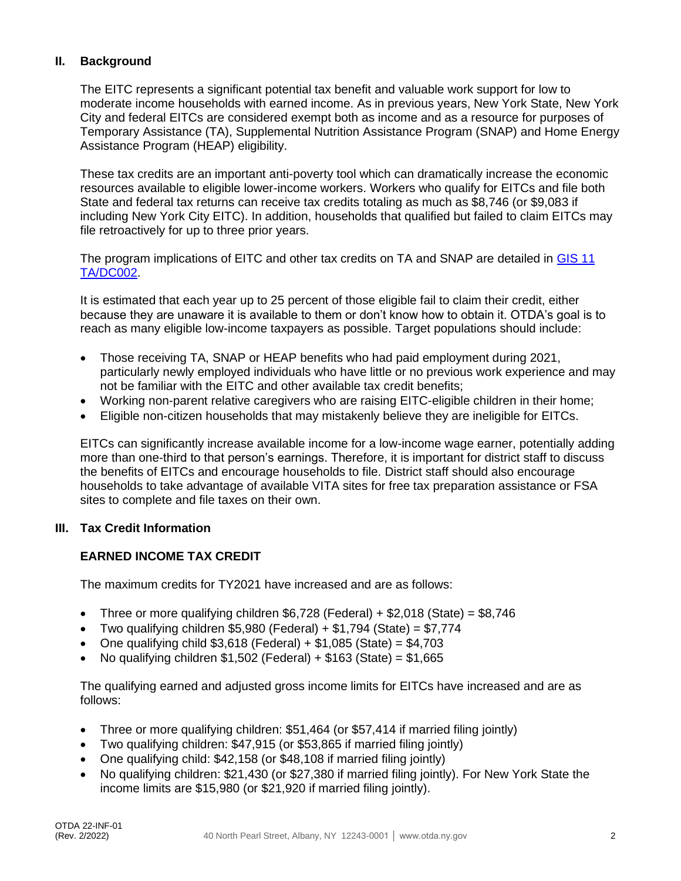## II. Background

The EITC represents a significant potential tax benefit and valuable work support for low to moderate income households with earned income. As in previous years, New York State, New York City and federal EITCs are considered exempt both as income and as a resource for purposes of Temporary Assistance (TA), Supplemental Nutrition Assistance Program (SNAP) and Home Energy Assistance Program (HEAP) eligibility.

These tax credits are an important anti-poverty tool which can dramatically increase the economic resources available to eligible lower-income workers. Workers who qualify for EITCs and file both State and federal tax returns can receive tax credits totaling as much as $8,746 (or $9,083 if including New York City EITC). In addition, households that qualified but failed to claim EITCs may file retroactively for up to three prior years.

The program implications of EITC and other tax credits on TA and SNAP are detailed in GIS 11 TA/DC002.

It is estimated that each year up to 25 percent of those eligible fail to claim their credit, either because they are unaware it is available to them or don't know how to obtain it. OTDA's goal is to reach as many eligible low-income taxpayers as possible. Target populations should include:

- Those receiving TA, SNAP or HEAP benefits who had paid employment during 2021, particularly newly employed individuals who have little or no previous work experience and may not be familiar with the EITC and other available tax credit benefits;
- Working non-parent relative caregivers who are raising EITC-eligible children in their home;
- Eligible non-citizen households that may mistakenly believe they are ineligible for EITCs.

EITCs can significantly increase available income for a low-income wage earner, potentially adding more than one-third to that person's earnings. Therefore, it is important for district staff to discuss the benefits of EITCs and encourage households to file. District staff should also encourage households to take advantage of available VITA sites for free tax preparation assistance or FSA sites to complete and file taxes on their own.

## III. Tax Credit Information

### EARNED INCOME TAX CREDIT

The maximum credits for TY2021 have increased and are as follows:

- Three or more qualifying children $6,728 (Federal) + $2,018 (State) = $8,746
- Two qualifying children $5,980 (Federal) + $1,794 (State) = $7,774
- One qualifying child $3,618 (Federal) + $1,085 (State) = $4,703
- No qualifying children $1,502 (Federal) + $163 (State) = $1,665

The qualifying earned and adjusted gross income limits for EITCs have increased and are as follows:

- Three or more qualifying children: $51,464 (or $57,414 if married filing jointly)
- Two qualifying children: $47,915 (or $53,865 if married filing jointly)
- One qualifying child: $42,158 (or $48,108 if married filing jointly)
- No qualifying children: $21,430 (or $27,380 if married filing jointly). For New York State the income limits are $15,980 (or $21,920 if married filing jointly).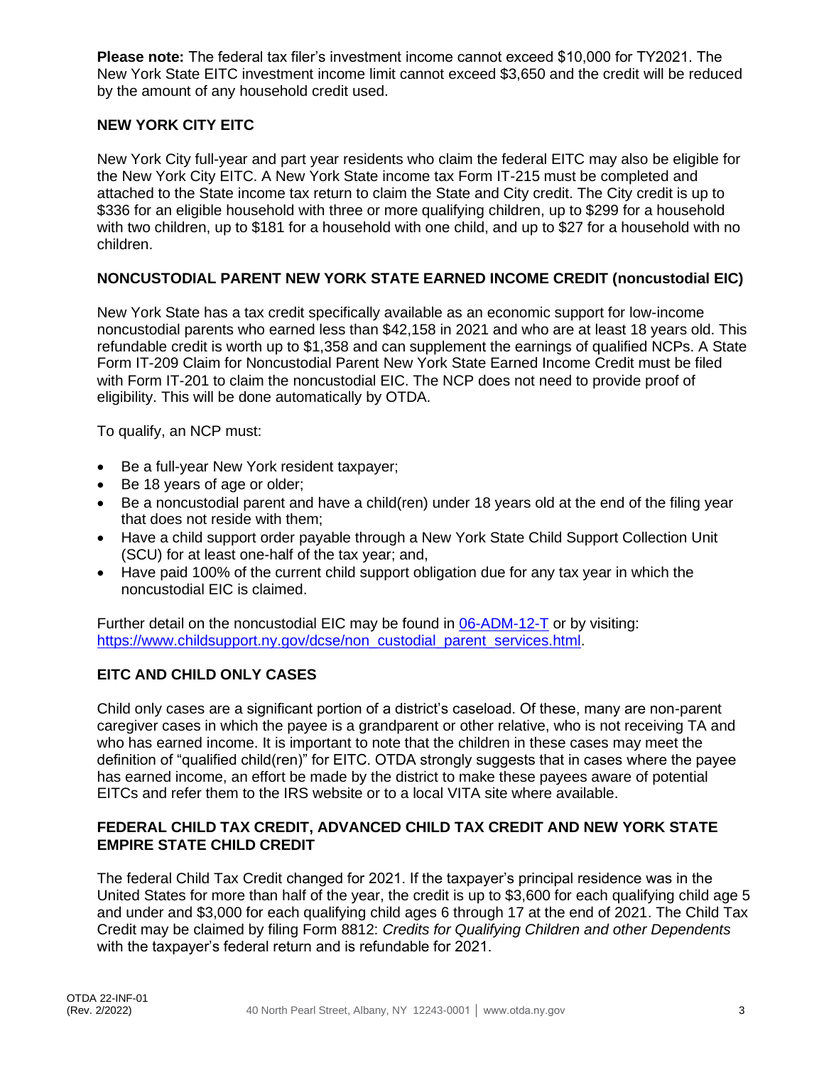**Please note:** The federal tax filer's investment income cannot exceed $10,000 for TY2021. The New York State EITC investment income limit cannot exceed $3,650 and the credit will be reduced by the amount of any household credit used.

### NEW YORK CITY EITC

New York City full-year and part year residents who claim the federal EITC may also be eligible for the New York City EITC. A New York State income tax Form IT-215 must be completed and attached to the State income tax return to claim the State and City credit. The City credit is up to $336 for an eligible household with three or more qualifying children, up to $299 for a household with two children, up to $181 for a household with one child, and up to $27 for a household with no children.

### NONCUSTODIAL PARENT NEW YORK STATE EARNED INCOME CREDIT (noncustodial EIC)

New York State has a tax credit specifically available as an economic support for low-income noncustodial parents who earned less than $42,158 in 2021 and who are at least 18 years old. This refundable credit is worth up to $1,358 and can supplement the earnings of qualified NCPs. A State Form IT-209 Claim for Noncustodial Parent New York State Earned Income Credit must be filed with Form IT-201 to claim the noncustodial EIC. The NCP does not need to provide proof of eligibility. This will be done automatically by OTDA.

To qualify, an NCP must:

- Be a full-year New York resident taxpayer;
- Be 18 years of age or older;
- Be a noncustodial parent and have a child(ren) under 18 years old at the end of the filing year that does not reside with them;
- Have a child support order payable through a New York State Child Support Collection Unit (SCU) for at least one-half of the tax year; and,
- Have paid 100% of the current child support obligation due for any tax year in which the noncustodial EIC is claimed.

Further detail on the noncustodial EIC may be found in 06-ADM-12-T or by visiting: https://www.childsupport.ny.gov/dcse/non_custodial_parent_services.html.

### EITC AND CHILD ONLY CASES

Child only cases are a significant portion of a district's caseload. Of these, many are non-parent caregiver cases in which the payee is a grandparent or other relative, who is not receiving TA and who has earned income. It is important to note that the children in these cases may meet the definition of "qualified child(ren)" for EITC. OTDA strongly suggests that in cases where the payee has earned income, an effort be made by the district to make these payees aware of potential EITCs and refer them to the IRS website or to a local VITA site where available.

### FEDERAL CHILD TAX CREDIT, ADVANCED CHILD TAX CREDIT AND NEW YORK STATE EMPIRE STATE CHILD CREDIT

The federal Child Tax Credit changed for 2021. If the taxpayer's principal residence was in the United States for more than half of the year, the credit is up to $3,600 for each qualifying child age 5 and under and $3,000 for each qualifying child ages 6 through 17 at the end of 2021. The Child Tax Credit may be claimed by filing Form 8812: *Credits for Qualifying Children and other Dependents* with the taxpayer's federal return and is refundable for 2021.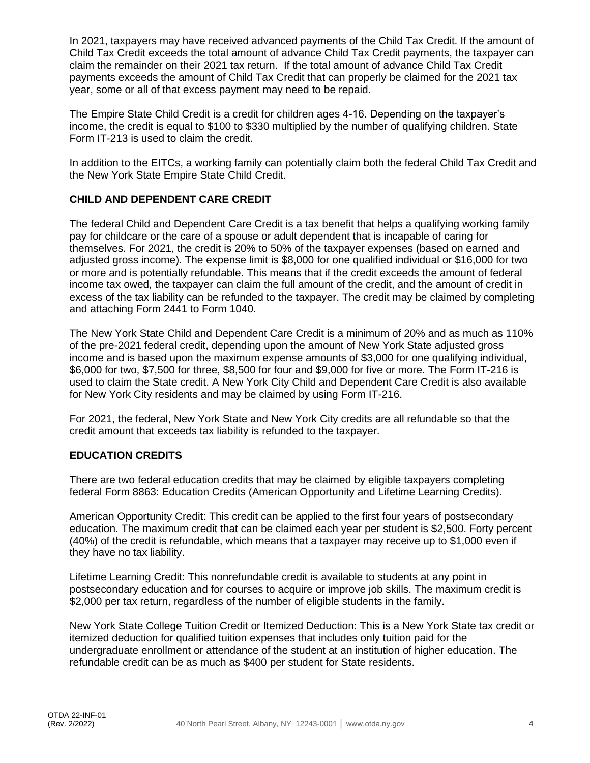In 2021, taxpayers may have received advanced payments of the Child Tax Credit. If the amount of Child Tax Credit exceeds the total amount of advance Child Tax Credit payments, the taxpayer can claim the remainder on their 2021 tax return. If the total amount of advance Child Tax Credit payments exceeds the amount of Child Tax Credit that can properly be claimed for the 2021 tax year, some or all of that excess payment may need to be repaid.

The Empire State Child Credit is a credit for children ages 4-16. Depending on the taxpayer's income, the credit is equal to $100 to $330 multiplied by the number of qualifying children. State Form IT-213 is used to claim the credit.

In addition to the EITCs, a working family can potentially claim both the federal Child Tax Credit and the New York State Empire State Child Credit.

## CHILD AND DEPENDENT CARE CREDIT

The federal Child and Dependent Care Credit is a tax benefit that helps a qualifying working family pay for childcare or the care of a spouse or adult dependent that is incapable of caring for themselves. For 2021, the credit is 20% to 50% of the taxpayer expenses (based on earned and adjusted gross income). The expense limit is $8,000 for one qualified individual or $16,000 for two or more and is potentially refundable. This means that if the credit exceeds the amount of federal income tax owed, the taxpayer can claim the full amount of the credit, and the amount of credit in excess of the tax liability can be refunded to the taxpayer. The credit may be claimed by completing and attaching Form 2441 to Form 1040.

The New York State Child and Dependent Care Credit is a minimum of 20% and as much as 110% of the pre-2021 federal credit, depending upon the amount of New York State adjusted gross income and is based upon the maximum expense amounts of $3,000 for one qualifying individual, $6,000 for two, $7,500 for three, $8,500 for four and $9,000 for five or more. The Form IT-216 is used to claim the State credit. A New York City Child and Dependent Care Credit is also available for New York City residents and may be claimed by using Form IT-216.

For 2021, the federal, New York State and New York City credits are all refundable so that the credit amount that exceeds tax liability is refunded to the taxpayer.

## EDUCATION CREDITS

There are two federal education credits that may be claimed by eligible taxpayers completing federal Form 8863: Education Credits (American Opportunity and Lifetime Learning Credits).

American Opportunity Credit: This credit can be applied to the first four years of postsecondary education. The maximum credit that can be claimed each year per student is $2,500. Forty percent (40%) of the credit is refundable, which means that a taxpayer may receive up to $1,000 even if they have no tax liability.

Lifetime Learning Credit: This nonrefundable credit is available to students at any point in postsecondary education and for courses to acquire or improve job skills. The maximum credit is $2,000 per tax return, regardless of the number of eligible students in the family.

New York State College Tuition Credit or Itemized Deduction: This is a New York State tax credit or itemized deduction for qualified tuition expenses that includes only tuition paid for the undergraduate enrollment or attendance of the student at an institution of higher education. The refundable credit can be as much as $400 per student for State residents.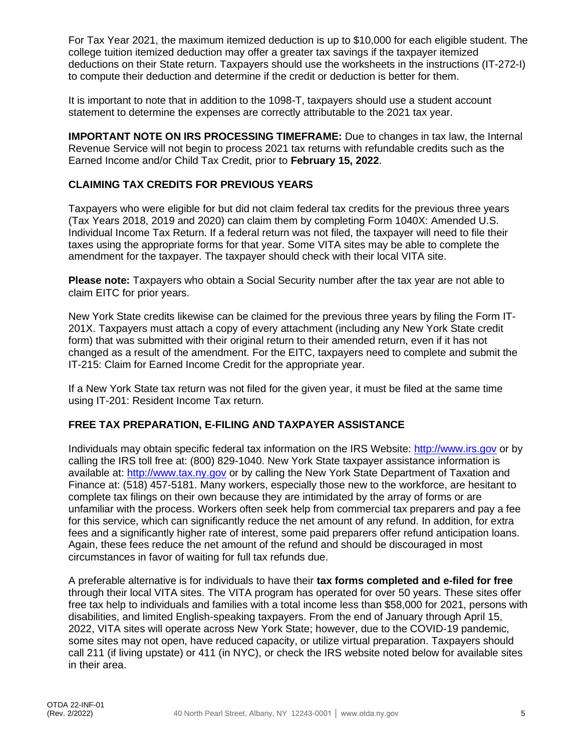For Tax Year 2021, the maximum itemized deduction is up to $10,000 for each eligible student. The college tuition itemized deduction may offer a greater tax savings if the taxpayer itemized deductions on their State return. Taxpayers should use the worksheets in the instructions (IT-272-I) to compute their deduction and determine if the credit or deduction is better for them.

It is important to note that in addition to the 1098-T, taxpayers should use a student account statement to determine the expenses are correctly attributable to the 2021 tax year.

**IMPORTANT NOTE ON IRS PROCESSING TIMEFRAME:** Due to changes in tax law, the Internal Revenue Service will not begin to process 2021 tax returns with refundable credits such as the Earned Income and/or Child Tax Credit, prior to **February 15, 2022**.

## CLAIMING TAX CREDITS FOR PREVIOUS YEARS

Taxpayers who were eligible for but did not claim federal tax credits for the previous three years (Tax Years 2018, 2019 and 2020) can claim them by completing Form 1040X: Amended U.S. Individual Income Tax Return. If a federal return was not filed, the taxpayer will need to file their taxes using the appropriate forms for that year. Some VITA sites may be able to complete the amendment for the taxpayer. The taxpayer should check with their local VITA site.

**Please note:** Taxpayers who obtain a Social Security number after the tax year are not able to claim EITC for prior years.

New York State credits likewise can be claimed for the previous three years by filing the Form IT-201X. Taxpayers must attach a copy of every attachment (including any New York State credit form) that was submitted with their original return to their amended return, even if it has not changed as a result of the amendment. For the EITC, taxpayers need to complete and submit the IT-215: Claim for Earned Income Credit for the appropriate year.

If a New York State tax return was not filed for the given year, it must be filed at the same time using IT-201: Resident Income Tax return.

## FREE TAX PREPARATION, E-FILING AND TAXPAYER ASSISTANCE

Individuals may obtain specific federal tax information on the IRS Website: http://www.irs.gov or by calling the IRS toll free at: (800) 829-1040. New York State taxpayer assistance information is available at: http://www.tax.ny.gov or by calling the New York State Department of Taxation and Finance at: (518) 457-5181. Many workers, especially those new to the workforce, are hesitant to complete tax filings on their own because they are intimidated by the array of forms or are unfamiliar with the process. Workers often seek help from commercial tax preparers and pay a fee for this service, which can significantly reduce the net amount of any refund. In addition, for extra fees and a significantly higher rate of interest, some paid preparers offer refund anticipation loans. Again, these fees reduce the net amount of the refund and should be discouraged in most circumstances in favor of waiting for full tax refunds due.

A preferable alternative is for individuals to have their **tax forms completed and e-filed for free** through their local VITA sites. The VITA program has operated for over 50 years. These sites offer free tax help to individuals and families with a total income less than $58,000 for 2021, persons with disabilities, and limited English-speaking taxpayers. From the end of January through April 15, 2022, VITA sites will operate across New York State; however, due to the COVID-19 pandemic, some sites may not open, have reduced capacity, or utilize virtual preparation. Taxpayers should call 211 (if living upstate) or 411 (in NYC), or check the IRS website noted below for available sites in their area.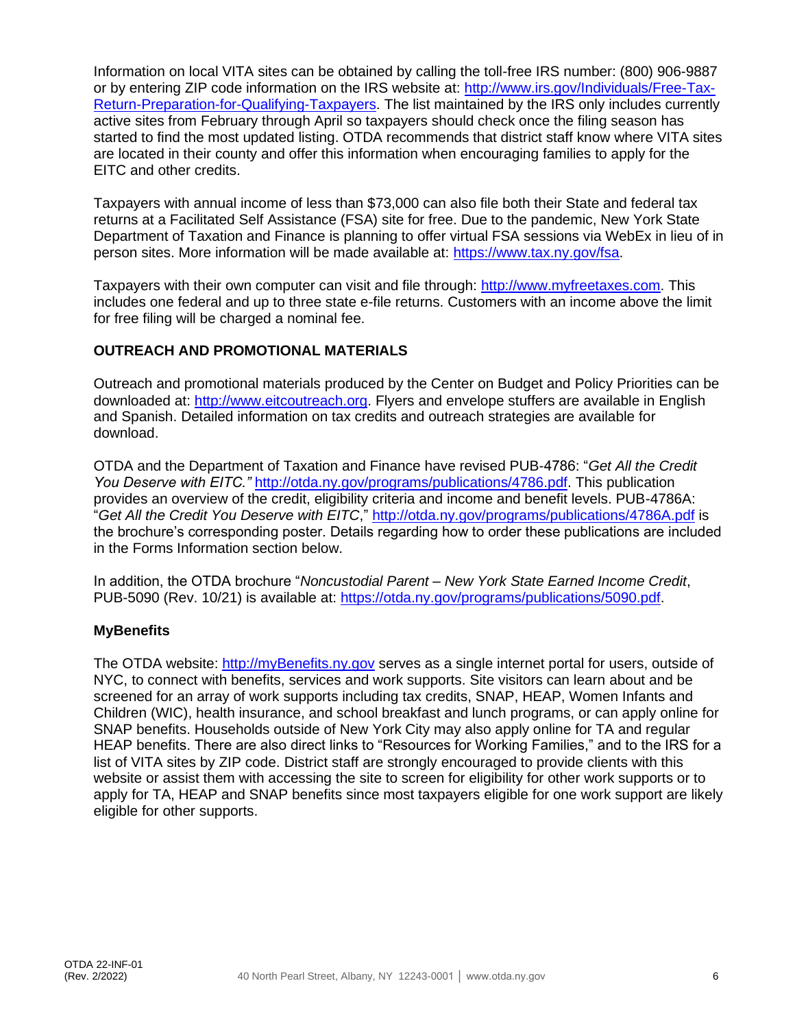Information on local VITA sites can be obtained by calling the toll-free IRS number: (800) 906-9887 or by entering ZIP code information on the IRS website at: [http://www.irs.gov/Individuals/Free-Tax-Return-Preparation-for-Qualifying-Taxpayers](http://www.irs.gov/Individuals/Free-Tax-Return-Preparation-for-Qualifying-Taxpayers). The list maintained by the IRS only includes currently active sites from February through April so taxpayers should check once the filing season has started to find the most updated listing. OTDA recommends that district staff know where VITA sites are located in their county and offer this information when encouraging families to apply for the EITC and other credits.

Taxpayers with annual income of less than $73,000 can also file both their State and federal tax returns at a Facilitated Self Assistance (FSA) site for free. Due to the pandemic, New York State Department of Taxation and Finance is planning to offer virtual FSA sessions via WebEx in lieu of in person sites. More information will be made available at: [https://www.tax.ny.gov/fsa](https://www.tax.ny.gov/fsa).

Taxpayers with their own computer can visit and file through: [http://www.myfreetaxes.com](http://www.myfreetaxes.com). This includes one federal and up to three state e-file returns. Customers with an income above the limit for free filing will be charged a nominal fee.

## OUTREACH AND PROMOTIONAL MATERIALS

Outreach and promotional materials produced by the Center on Budget and Policy Priorities can be downloaded at: [http://www.eitcoutreach.org](http://www.eitcoutreach.org). Flyers and envelope stuffers are available in English and Spanish. Detailed information on tax credits and outreach strategies are available for download.

OTDA and the Department of Taxation and Finance have revised PUB-4786: "*Get All the Credit You Deserve with EITC."* [http://otda.ny.gov/programs/publications/4786.pdf](http://otda.ny.gov/programs/publications/4786.pdf). This publication provides an overview of the credit, eligibility criteria and income and benefit levels. PUB-4786A: "*Get All the Credit You Deserve with EITC*," [http://otda.ny.gov/programs/publications/4786A.pdf](http://otda.ny.gov/programs/publications/4786A.pdf) is the brochure's corresponding poster. Details regarding how to order these publications are included in the Forms Information section below.

In addition, the OTDA brochure "*Noncustodial Parent – New York State Earned Income Credit*, PUB-5090 (Rev. 10/21) is available at: [https://otda.ny.gov/programs/publications/5090.pdf](https://otda.ny.gov/programs/publications/5090.pdf).

### MyBenefits

The OTDA website: [http://myBenefits.ny.gov](http://myBenefits.ny.gov) serves as a single internet portal for users, outside of NYC, to connect with benefits, services and work supports. Site visitors can learn about and be screened for an array of work supports including tax credits, SNAP, HEAP, Women Infants and Children (WIC), health insurance, and school breakfast and lunch programs, or can apply online for SNAP benefits. Households outside of New York City may also apply online for TA and regular HEAP benefits. There are also direct links to "Resources for Working Families," and to the IRS for a list of VITA sites by ZIP code. District staff are strongly encouraged to provide clients with this website or assist them with accessing the site to screen for eligibility for other work supports or to apply for TA, HEAP and SNAP benefits since most taxpayers eligible for one work support are likely eligible for other supports.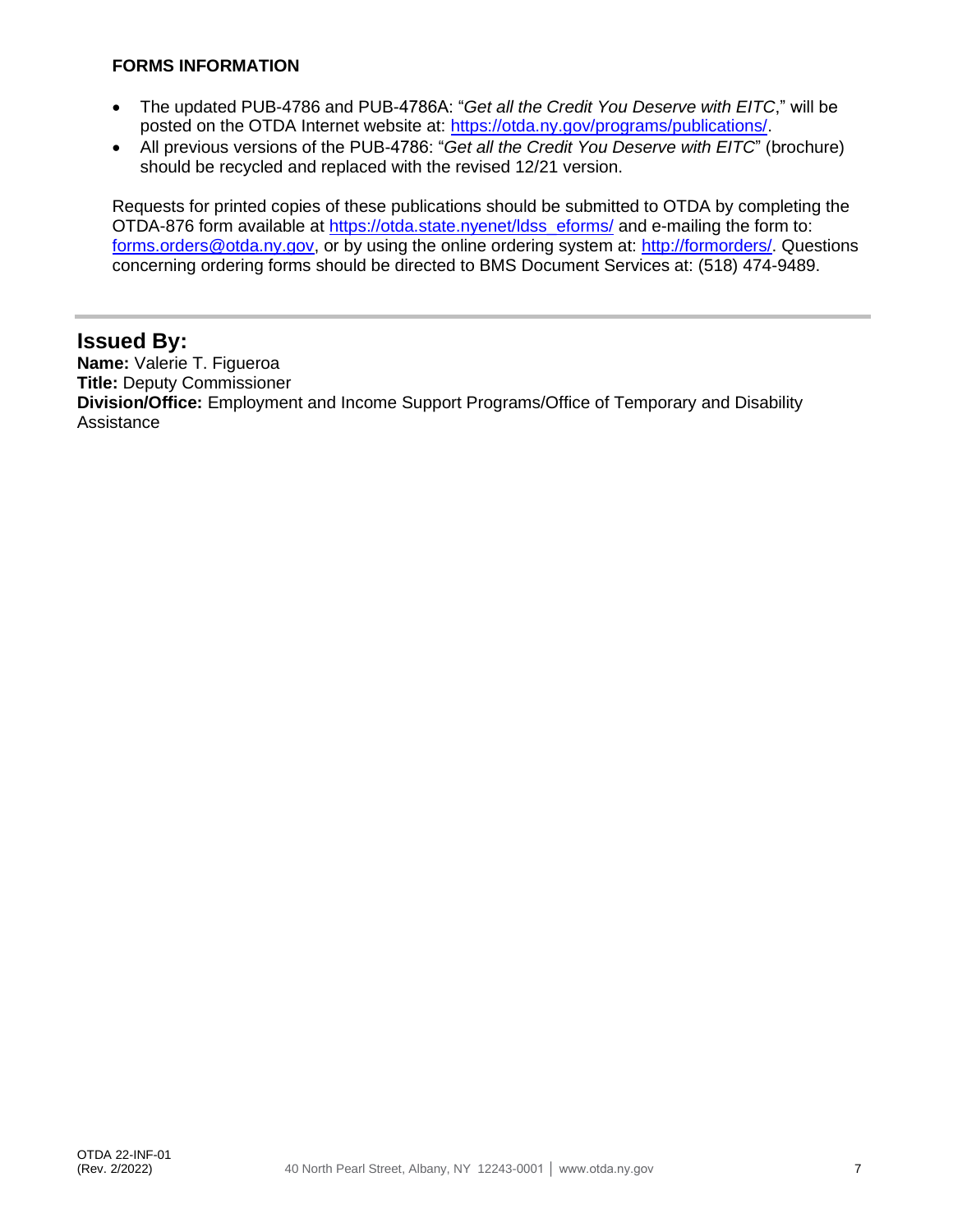### FORMS INFORMATION

- The updated PUB-4786 and PUB-4786A: "*Get all the Credit You Deserve with EITC*," will be posted on the OTDA Internet website at: https://otda.ny.gov/programs/publications/.
- All previous versions of the PUB-4786: "*Get all the Credit You Deserve with EITC*" (brochure) should be recycled and replaced with the revised 12/21 version.

Requests for printed copies of these publications should be submitted to OTDA by completing the OTDA-876 form available at https://otda.state.nyenet/ldss_eforms/ and e-mailing the form to: forms.orders@otda.ny.gov, or by using the online ordering system at: http://formorders/. Questions concerning ordering forms should be directed to BMS Document Services at: (518) 474-9489.

---

## Issued By:

**Name:** Valerie T. Figueroa
**Title:** Deputy Commissioner
**Division/Office:** Employment and Income Support Programs/Office of Temporary and Disability Assistance